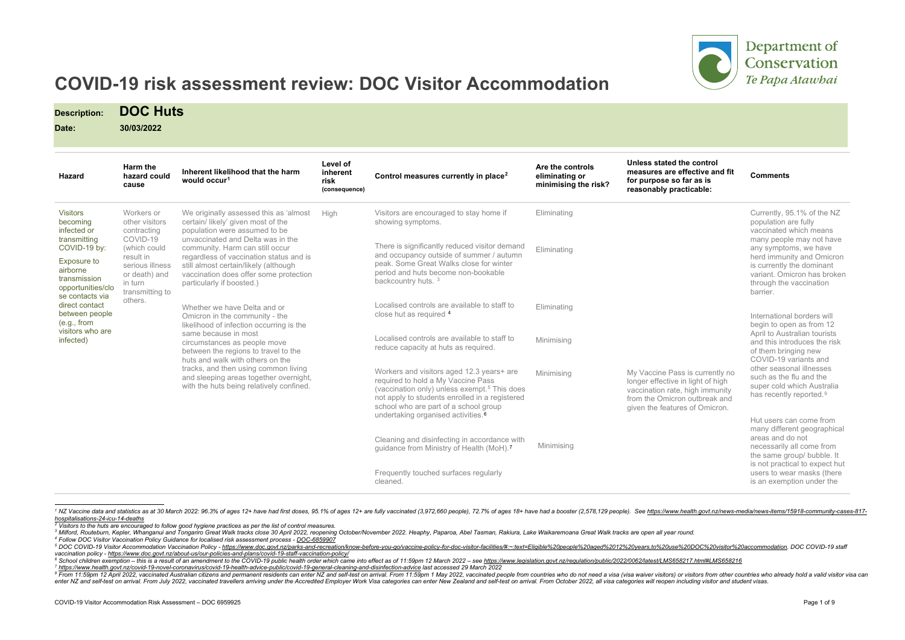# COVID-19 risk assessment review: DOC Visitor Accommodation

Department of Conservation *Te Papa Atawhai*

**Description:** **DOC Huts**

**Date:** **30/03/2022**

| Hazard | Harm the hazard could cause | Inherent likelihood that the harm would occur[1] | Level of inherent risk (consequence) | Control measures currently in place[2] | Are the controls eliminating or minimising the risk? | Unless stated the control measures are effective and fit for purpose so far as is reasonably practicable: | Comments |
|---|---|---|---|---|---|---|---|
| Visitors becoming infected or transmitting COVID-19 by:<br><br>Exposure to airborne transmission opportunities/close contacts via direct contact between people (e.g., from visitors who are infected) | Workers or other visitors contracting COVID-19 (which could result in serious illness or death) and in turn transmitting to others. | We originally assessed this as 'almost certain/ likely' given most of the population were assumed to be unvaccinated and Delta was in the community. Harm can still occur regardless of vaccination status and is still almost certain/likely (although vaccination does offer some protection particularly if boosted.)<br><br>Whether we have Delta and or Omicron in the community - the likelihood of infection occurring is the same because in most circumstances as people move between the regions to travel to the huts and walk with others on the tracks, and then using common living and sleeping areas together overnight, with the huts being relatively confined. | High | Visitors are encouraged to stay home if showing symptoms. | Eliminating | | Currently, 95.1% of the NZ population are fully vaccinated which means many people may not have any symptoms, we have herd immunity and Omicron is currently the dominant variant. Omicron has broken through the vaccination barrier. |
| | | | | There is significantly reduced visitor demand and occupancy outside of summer / autumn peak. Some Great Walks close for winter period and huts become non-bookable backcountry huts. [3] | Eliminating | | |
| | | | | Localised controls are available to staff to close hut as required [4] | Eliminating | | International borders will begin to open as from 12 April to Australian tourists and this introduces the risk of them bringing new COVID-19 variants and other seasonal illnesses such as the flu and the super cold which Australia has recently reported.[9] |
| | | | | Localised controls are available to staff to reduce capacity at huts as required. | Minimising | | |
| | | | | Workers and visitors aged 12.3 years+ are required to hold a My Vaccine Pass (vaccination only) unless exempt.[5] This does not apply to students enrolled in a registered school who are part of a school group undertaking organised activities.[6] | Minimising | My Vaccine Pass is currently no longer effective in light of high vaccination rate, high immunity from the Omicron outbreak and given the features of Omicron. | |
| | | | | Cleaning and disinfecting in accordance with guidance from Ministry of Health (MoH).[7] | Minimising | | Hut users can come from many different geographical areas and do not necessarily all come from the same group/ bubble. It is not practical to expect hut users to wear masks (there is an exemption under the |
| | | | | Frequently touched surfaces regularly cleaned. | | | |

[1] NZ Vaccine data and statistics as at 30 March 2022: 96.3% of ages 12+ have had first doses, 95.1% of ages 12+ are fully vaccinated (3,972,660 people), 72.7% of ages 18+ have had a booster (2,578,129 people). See https://www.health.govt.nz/news-media/news-items/15918-community-cases-817-hospitalisations-24-icu-14-deaths

[2] Visitors to the huts are encouraged to follow good hygiene practices as per the list of control measures.

[3] Milford, Routeburn, Kepler, Whanganui and Tongariro Great Walk tracks close 30 April 2022, reopening October/November 2022. Heaphy, Paparoa, Abel Tasman, Rakiura, Lake Waikaremoana Great Walk tracks are open all year round.

[4] Follow DOC Visitor Vaccination Policy Guidance for localised risk assessment process - DOC-6859907

[5] DOC COVID-19 Visitor Accommodation Vaccination Policy - https://www.doc.govt.nz/parks-and-recreation/know-before-you-go/vaccine-policy-for-doc-visitor-facilities/#:~:text=Eligible%20people%20aged%2012%20years,to%20use%20DOC%20visitor%20accommodation. DOC COVID-19 staff vaccination policy - https://www.doc.govt.nz/about-us/our-policies-and-plans/covid-19-staff-vaccination-policy/

[6] School children exemption – this is a result of an amendment to the COVID-19 public health order which came into effect as of 11:59pm 12 March 2022 – see https://www.legislation.govt.nz/regulation/public/2022/0062/latest/LMS658217.html#LMS658216

[7] https://www.health.govt.nz/covid-19-novel-coronavirus/covid-19-health-advice-public/covid-19-general-cleaning-and-disinfection-advice last accessed 29 March 2022

[9] From 11:59pm 12 April 2022, vaccinated Australian citizens and permanent residents can enter NZ and self-test on arrival. From 11:59pm 1 May 2022, vaccinated people from countries who do not need a visa (visa waiver visitors) or visitors from other countries who already hold a valid visitor visa can enter NZ and self-test on arrival. From July 2022, vaccinated travellers arriving under the Accredited Employer Work Visa categories can enter New Zealand and self-test on arrival. From October 2022, all visa categories will reopen including visitor and student visas.

COVID-19 Visitor Accommodation Risk Assessment – DOC 6959925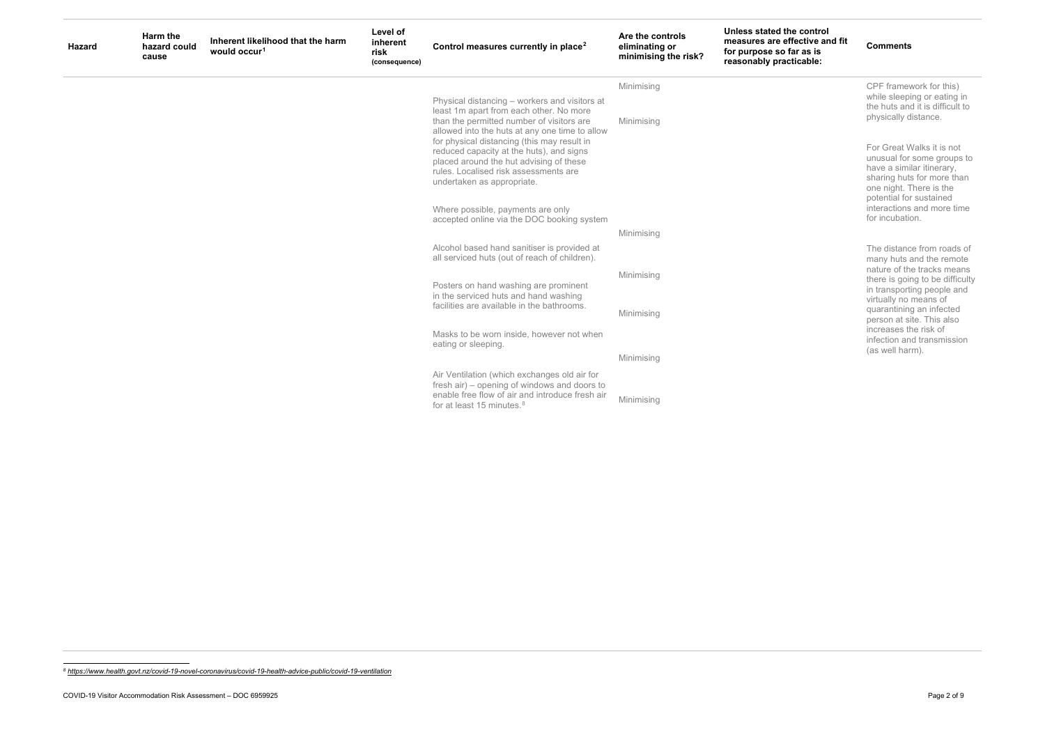| Hazard | Harm the hazard could cause | Inherent likelihood that the harm would occur[1] | Level of inherent risk (consequence) | Control measures currently in place[2] | Are the controls eliminating or minimising the risk? | Unless stated the control measures are effective and fit for purpose so far as is reasonably practicable: | Comments |
|---|---|---|---|---|---|---|---|
| | | | | | Minimising | | CPF framework for this) while sleeping or eating in the huts and it is difficult to physically distance. |
| | | | | Physical distancing – workers and visitors at least 1m apart from each other. No more than the permitted number of visitors are allowed into the huts at any one time to allow for physical distancing (this may result in reduced capacity at the huts), and signs placed around the hut advising of these rules. Localised risk assessments are undertaken as appropriate. | Minimising | | For Great Walks it is not unusual for some groups to have a similar itinerary, sharing huts for more than one night. There is the potential for sustained interactions and more time for incubation. |
| | | | | Where possible, payments are only accepted online via the DOC booking system | Minimising | | The distance from roads of many huts and the remote nature of the tracks means there is going to be difficulty in transporting people and virtually no means of quarantining an infected person at site. This also increases the risk of infection and transmission (as well harm). |
| | | | | Alcohol based hand sanitiser is provided at all serviced huts (out of reach of children). | Minimising | | |
| | | | | Posters on hand washing are prominent in the serviced huts and hand washing facilities are available in the bathrooms. | Minimising | | |
| | | | | Masks to be worn inside, however not when eating or sleeping. | Minimising | | |
| | | | | Air Ventilation (which exchanges old air for fresh air) – opening of windows and doors to enable free flow of air and introduce fresh air for at least 15 minutes.[8] | Minimising | | |

[8] https://www.health.govt.nz/covid-19-novel-coronavirus/covid-19-health-advice-public/covid-19-ventilation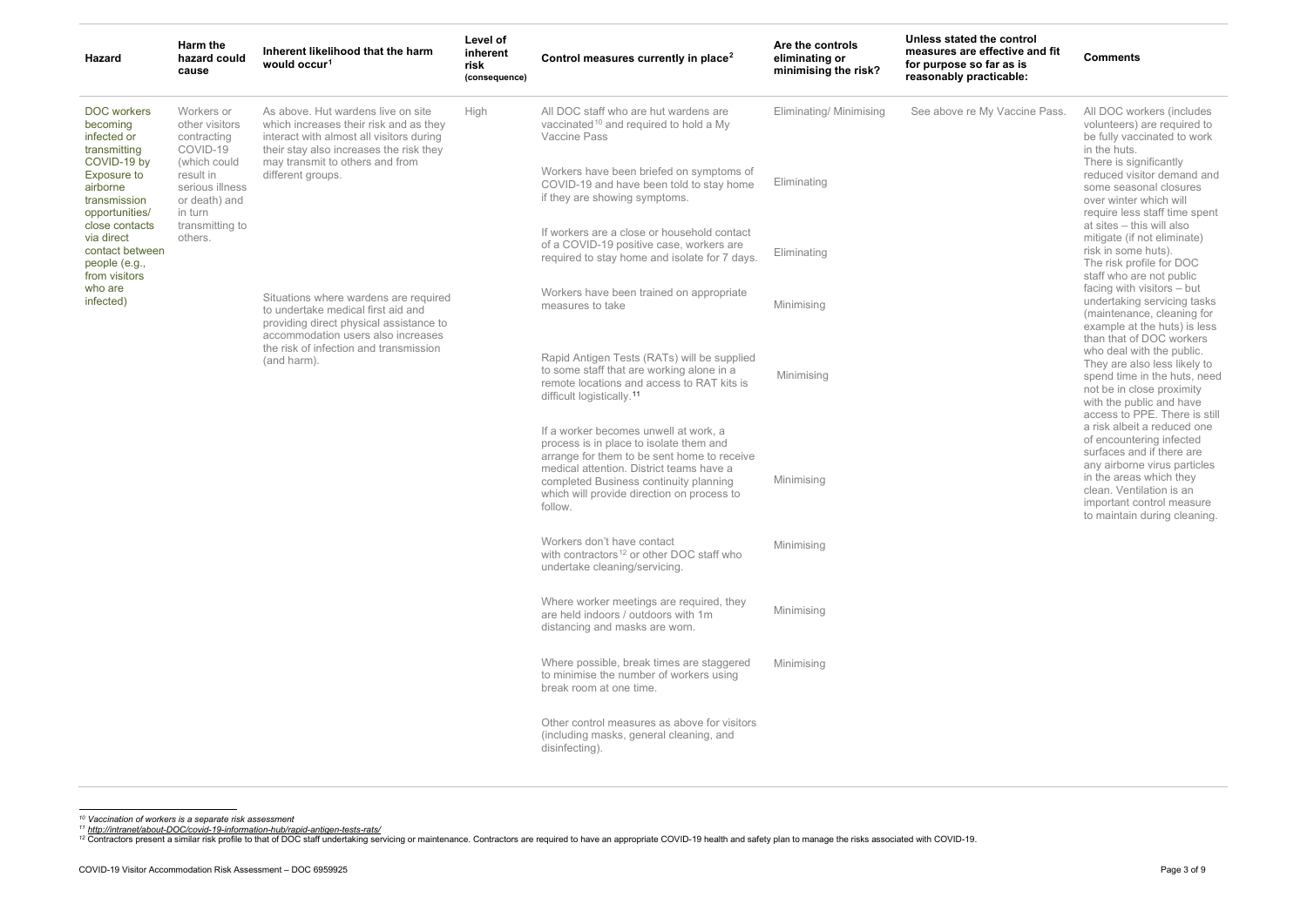| Hazard | Harm the hazard could cause | Inherent likelihood that the harm would occur[1] | Level of inherent risk (consequence) | Control measures currently in place[2] | Are the controls eliminating or minimising the risk? | Unless stated the control measures are effective and fit for purpose so far as is reasonably practicable: | Comments |
|---|---|---|---|---|---|---|---|
| DOC workers becoming infected or transmitting COVID-19 by Exposure to airborne transmission opportunities/ close contacts via direct contact between people (e.g., from visitors who are infected) | Workers or other visitors contracting COVID-19 (which could result in serious illness or death) and in turn transmitting to others. | As above. Hut wardens live on site which increases their risk and as they interact with almost all visitors during their stay also increases the risk they may transmit to others and from different groups. | High | All DOC staff who are hut wardens are vaccinated[10] and required to hold a My Vaccine Pass | Eliminating/ Minimising | See above re My Vaccine Pass. | All DOC workers (includes volunteers) are required to be fully vaccinated to work in the huts.<br>There is significantly reduced visitor demand and some seasonal closures over winter which will require less staff time spent at sites – this will also mitigate (if not eliminate) risk in some huts).<br>The risk profile for DOC staff who are not public facing with visitors – but undertaking servicing tasks (maintenance, cleaning for example at the huts) is less than that of DOC workers who deal with the public. They are also less likely to spend time in the huts, need not be in close proximity with the public and have access to PPE. There is still a risk albeit a reduced one of encountering infected surfaces and if there are any airborne virus particles in the areas which they clean. Ventilation is an important control measure to maintain during cleaning. |
| | | | | Workers have been briefed on symptoms of COVID-19 and have been told to stay home if they are showing symptoms. | Eliminating | | |
| | | | | If workers are a close or household contact of a COVID-19 positive case, workers are required to stay home and isolate for 7 days. | Eliminating | | |
| | | Situations where wardens are required to undertake medical first aid and providing direct physical assistance to accommodation users also increases the risk of infection and transmission (and harm). | | Workers have been trained on appropriate measures to take | Minimising | | |
| | | | | Rapid Antigen Tests (RATs) will be supplied to some staff that are working alone in a remote locations and access to RAT kits is difficult logistically.[11] | Minimising | | |
| | | | | If a worker becomes unwell at work, a process is in place to isolate them and arrange for them to be sent home to receive medical attention. District teams have a completed Business continuity planning which will provide direction on process to follow. | Minimising | | |
| | | | | Workers don't have contact with contractors[12] or other DOC staff who undertake cleaning/servicing. | Minimising | | |
| | | | | Where worker meetings are required, they are held indoors / outdoors with 1m distancing and masks are worn. | Minimising | | |
| | | | | Where possible, break times are staggered to minimise the number of workers using break room at one time. | Minimising | | |
| | | | | Other control measures as above for visitors (including masks, general cleaning, and disinfecting). | | | |

*[10] Vaccination of workers is a separate risk assessment*

*[11] http://intranet/about-DOC/covid-19-information-hub/rapid-antigen-tests-rats/*

*[12] Contractors present a similar risk profile to that of DOC staff undertaking servicing or maintenance. Contractors are required to have an appropriate COVID-19 health and safety plan to manage the risks associated with COVID-19.*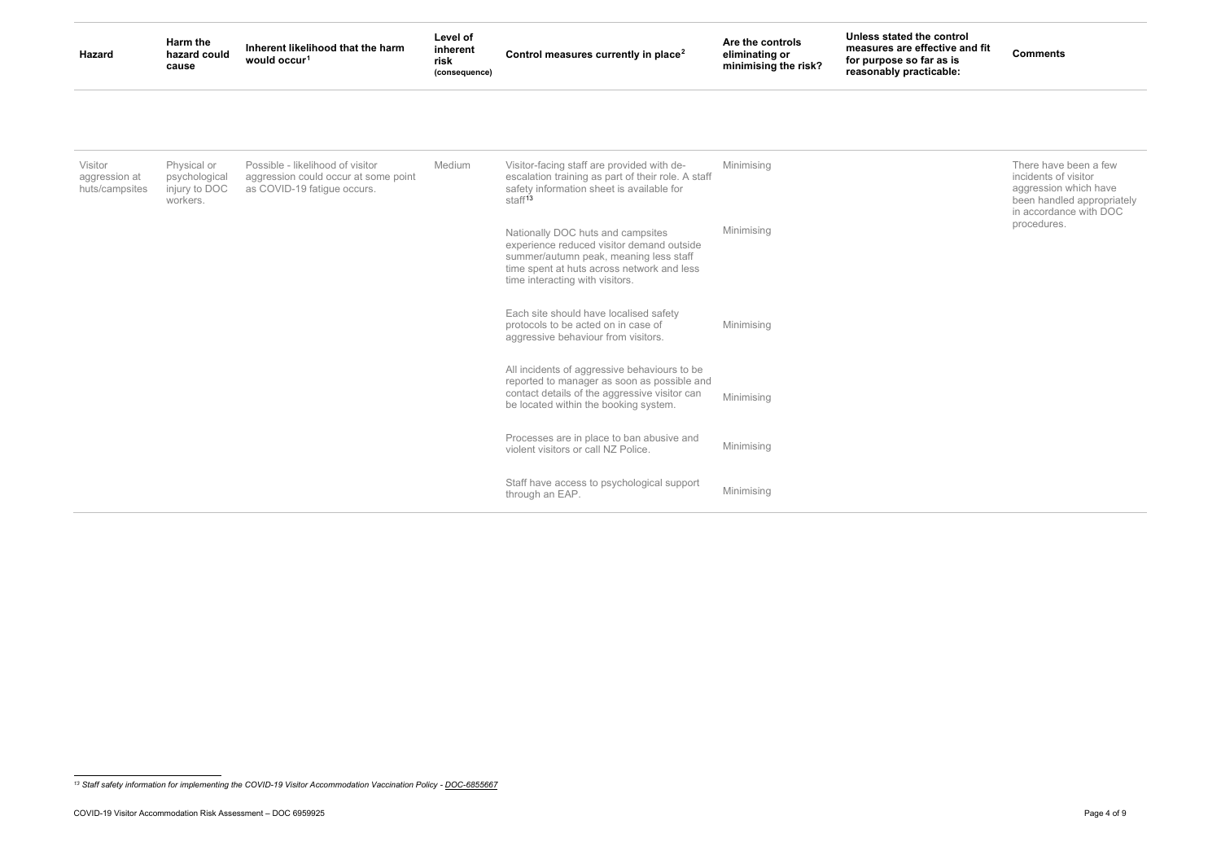| Hazard | Harm the hazard could cause | Inherent likelihood that the harm would occur[1] | Level of inherent risk (consequence) | Control measures currently in place[2] | Are the controls eliminating or minimising the risk? | Unless stated the control measures are effective and fit for purpose so far as is reasonably practicable: | Comments |
|---|---|---|---|---|---|---|---|
| Visitor aggression at huts/campsites | Physical or psychological injury to DOC workers. | Possible - likelihood of visitor aggression could occur at some point as COVID-19 fatigue occurs. | Medium | Visitor-facing staff are provided with de-escalation training as part of their role. A staff safety information sheet is available for staff[13] | Minimising | | There have been a few incidents of visitor aggression which have been handled appropriately in accordance with DOC procedures. |
| | | | | Nationally DOC huts and campsites experience reduced visitor demand outside summer/autumn peak, meaning less staff time spent at huts across network and less time interacting with visitors. | Minimising | | |
| | | | | Each site should have localised safety protocols to be acted on in case of aggressive behaviour from visitors. | Minimising | | |
| | | | | All incidents of aggressive behaviours to be reported to manager as soon as possible and contact details of the aggressive visitor can be located within the booking system. | Minimising | | |
| | | | | Processes are in place to ban abusive and violent visitors or call NZ Police. | Minimising | | |
| | | | | Staff have access to psychological support through an EAP. | Minimising | | |

[13] *Staff safety information for implementing the COVID-19 Visitor Accommodation Vaccination Policy - DOC-6855667*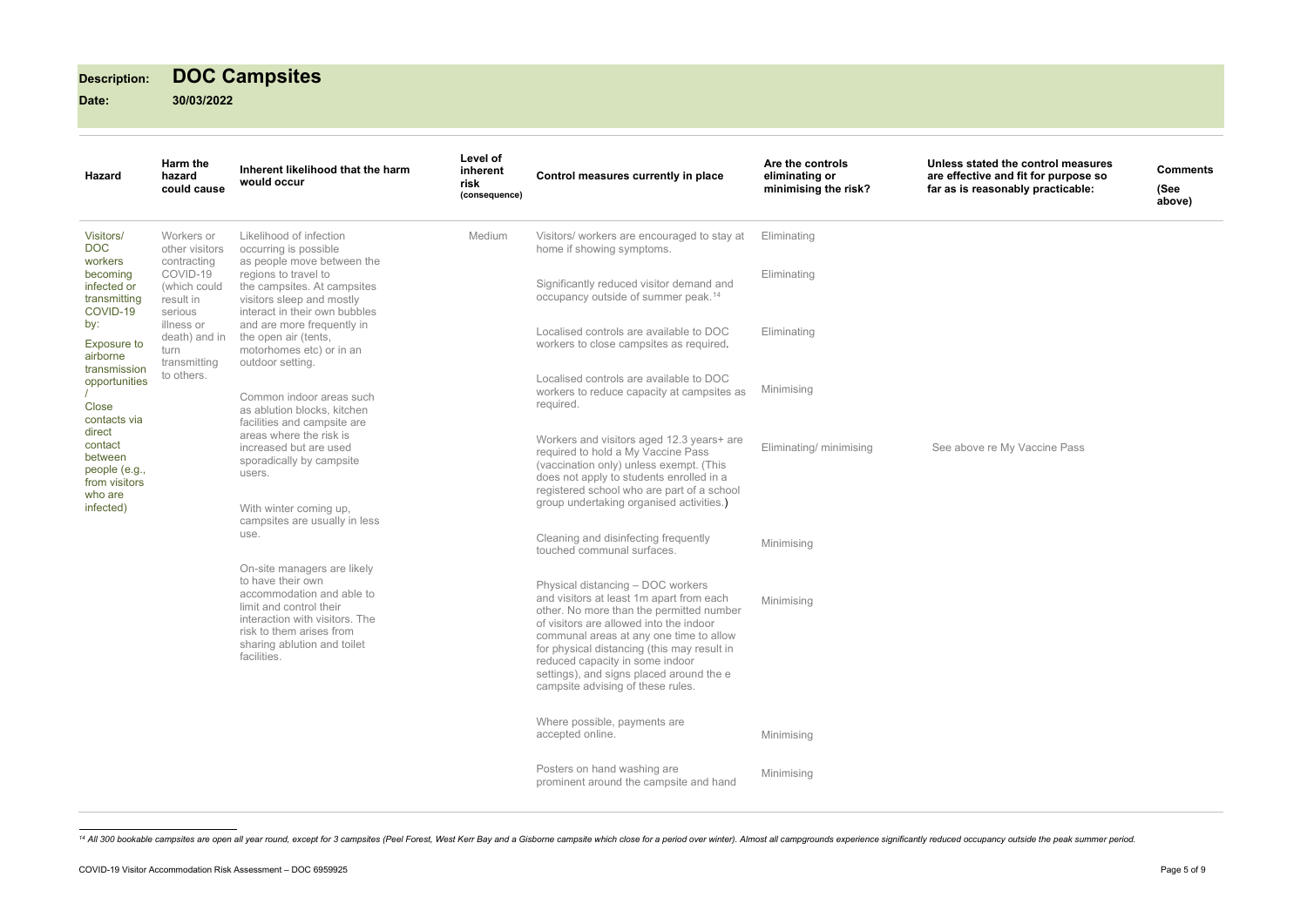**Description:** **DOC Campsites**

**Date:** **30/03/2022**

| Hazard | Harm the hazard could cause | Inherent likelihood that the harm would occur | Level of inherent risk (consequence) | Control measures currently in place | Are the controls eliminating or minimising the risk? | Unless stated the control measures are effective and fit for purpose so far as is reasonably practicable: | Comments (See above) |
|---|---|---|---|---|---|---|---|
| Visitors/ DOC workers becoming infected or transmitting COVID-19 by: Exposure to airborne transmission opportunities / Close contacts via direct contact between people (e.g., from visitors who are infected) | Workers or other visitors contracting COVID-19 (which could result in serious illness or death) and in turn transmitting to others. | Likelihood of infection occurring is possible as people move between the regions to travel to the campsites. At campsites visitors sleep and mostly interact in their own bubbles and are more frequently in the open air (tents, motorhomes etc) or in an outdoor setting. | Medium | Visitors/ workers are encouraged to stay at home if showing symptoms. | Eliminating | | |
| | | | | Significantly reduced visitor demand and occupancy outside of summer peak.[14] | Eliminating | | |
| | | Common indoor areas such as ablution blocks, kitchen facilities and campsite are areas where the risk is increased but are used sporadically by campsite users. | | Localised controls are available to DOC workers to close campsites as required. | Eliminating | | |
| | | | | Localised controls are available to DOC workers to reduce capacity at campsites as required. | Minimising | | |
| | | With winter coming up, campsites are usually in less use. | | Workers and visitors aged 12.3 years+ are required to hold a My Vaccine Pass (vaccination only) unless exempt. (This does not apply to students enrolled in a registered school who are part of a school group undertaking organised activities.) | Eliminating/ minimising | See above re My Vaccine Pass | |
| | | On-site managers are likely to have their own accommodation and able to limit and control their interaction with visitors. The risk to them arises from sharing ablution and toilet facilities. | | Cleaning and disinfecting frequently touched communal surfaces. | Minimising | | |
| | | | | Physical distancing – DOC workers and visitors at least 1m apart from each other. No more than the permitted number of visitors are allowed into the indoor communal areas at any one time to allow for physical distancing (this may result in reduced capacity in some indoor settings), and signs placed around the e campsite advising of these rules. | Minimising | | |
| | | | | Where possible, payments are accepted online. | Minimising | | |
| | | | | Posters on hand washing are prominent around the campsite and hand | Minimising | | |

[14] *All 300 bookable campsites are open all year round, except for 3 campsites (Peel Forest, West Kerr Bay and a Gisborne campsite which close for a period over winter). Almost all campgrounds experience significantly reduced occupancy outside the peak summer period.*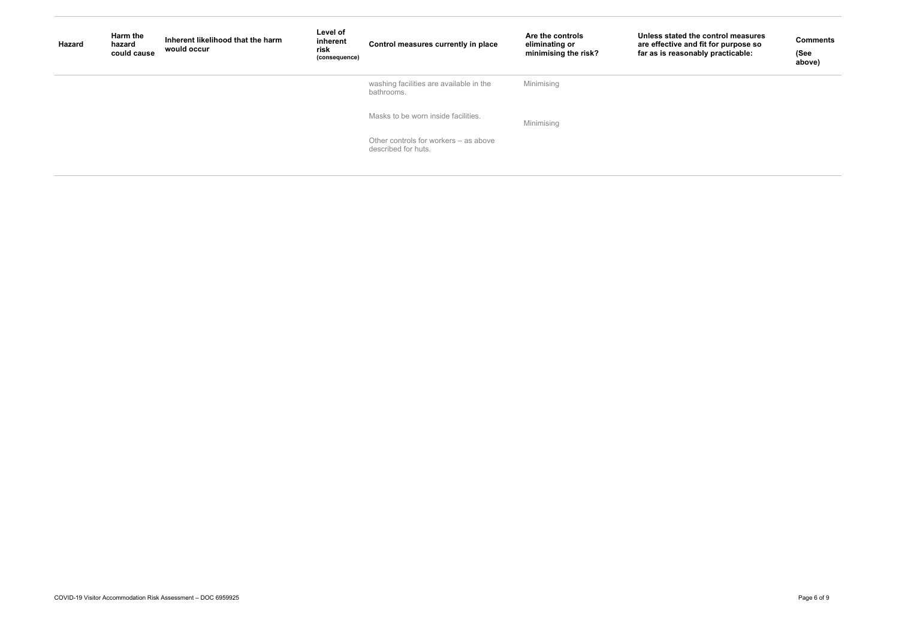| Hazard | Harm the hazard could cause | Inherent likelihood that the harm would occur | Level of inherent risk (consequence) | Control measures currently in place | Are the controls eliminating or minimising the risk? | Unless stated the control measures are effective and fit for purpose so far as is reasonably practicable: | Comments (See above) |
|---|---|---|---|---|---|---|---|
| | | | | washing facilities are available in the bathrooms. | Minimising | | |
| | | | | Masks to be worn inside facilities. | Minimising | | |
| | | | | Other controls for workers – as above described for huts. | | | |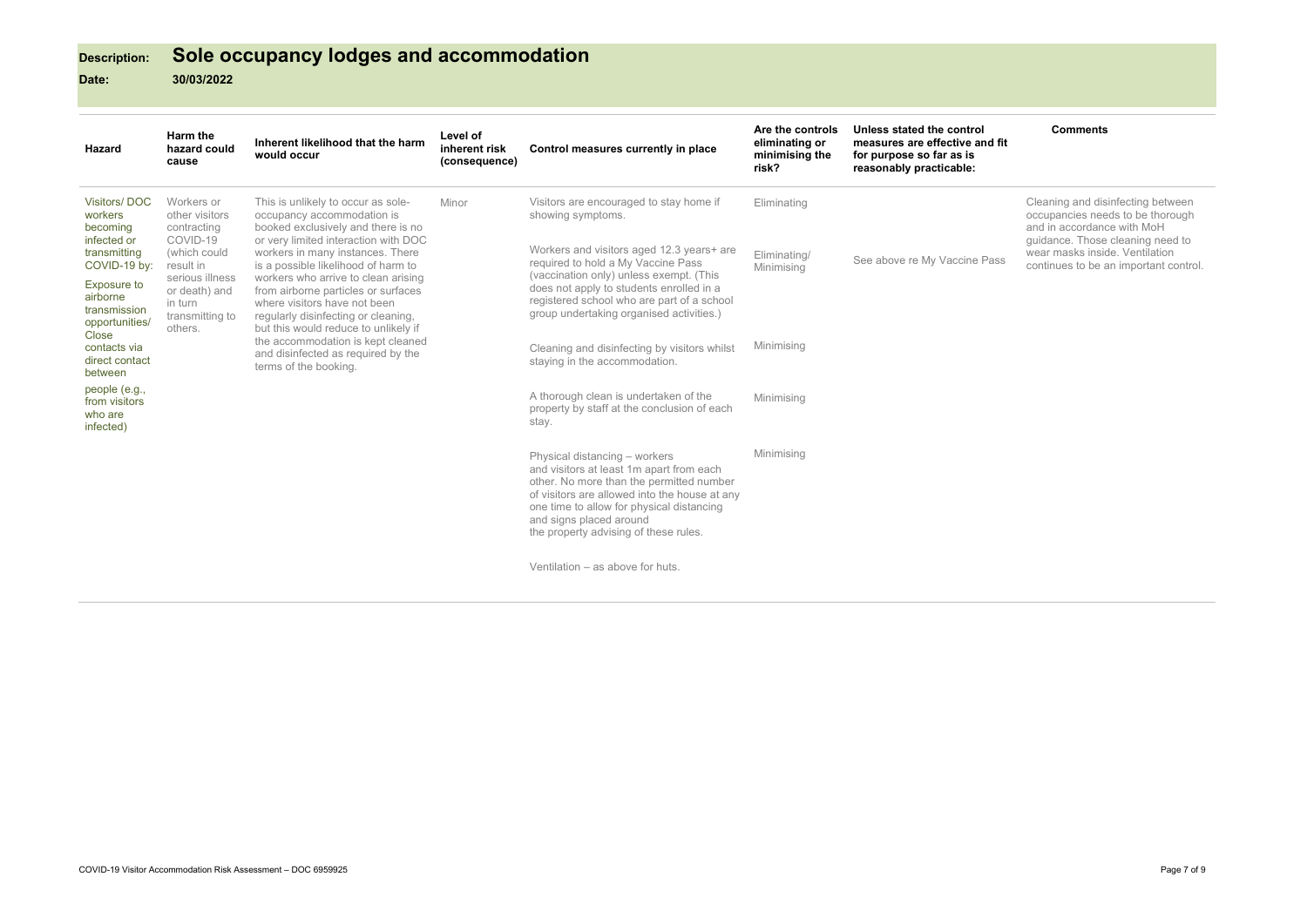**Description:** **Sole occupancy lodges and accommodation**

**Date:** **30/03/2022**

| Hazard | Harm the hazard could cause | Inherent likelihood that the harm would occur | Level of inherent risk (consequence) | Control measures currently in place | Are the controls eliminating or minimising the risk? | Unless stated the control measures are effective and fit for purpose so far as is reasonably practicable: | Comments |
|---|---|---|---|---|---|---|---|
| Visitors/ DOC workers becoming infected or transmitting COVID-19 by: Exposure to airborne transmission opportunities/ Close contacts via direct contact between people (e.g., from visitors who are infected) | Workers or other visitors contracting COVID-19 (which could result in serious illness or death) and in turn transmitting to others. | This is unlikely to occur as sole-occupancy accommodation is booked exclusively and there is no or very limited interaction with DOC workers in many instances. There is a possible likelihood of harm to workers who arrive to clean arising from airborne particles or surfaces where visitors have not been regularly disinfecting or cleaning, but this would reduce to unlikely if the accommodation is kept cleaned and disinfected as required by the terms of the booking. | Minor | Visitors are encouraged to stay home if showing symptoms. | Eliminating | | Cleaning and disinfecting between occupancies needs to be thorough and in accordance with MoH guidance. Those cleaning need to wear masks inside. Ventilation continues to be an important control. |
| | | | | Workers and visitors aged 12.3 years+ are required to hold a My Vaccine Pass (vaccination only) unless exempt. (This does not apply to students enrolled in a registered school who are part of a school group undertaking organised activities.) | Eliminating/ Minimising | See above re My Vaccine Pass | |
| | | | | Cleaning and disinfecting by visitors whilst staying in the accommodation. | Minimising | | |
| | | | | A thorough clean is undertaken of the property by staff at the conclusion of each stay. | Minimising | | |
| | | | | Physical distancing – workers and visitors at least 1m apart from each other. No more than the permitted number of visitors are allowed into the house at any one time to allow for physical distancing and signs placed around the property advising of these rules. | Minimising | | |
| | | | | Ventilation – as above for huts. | | | |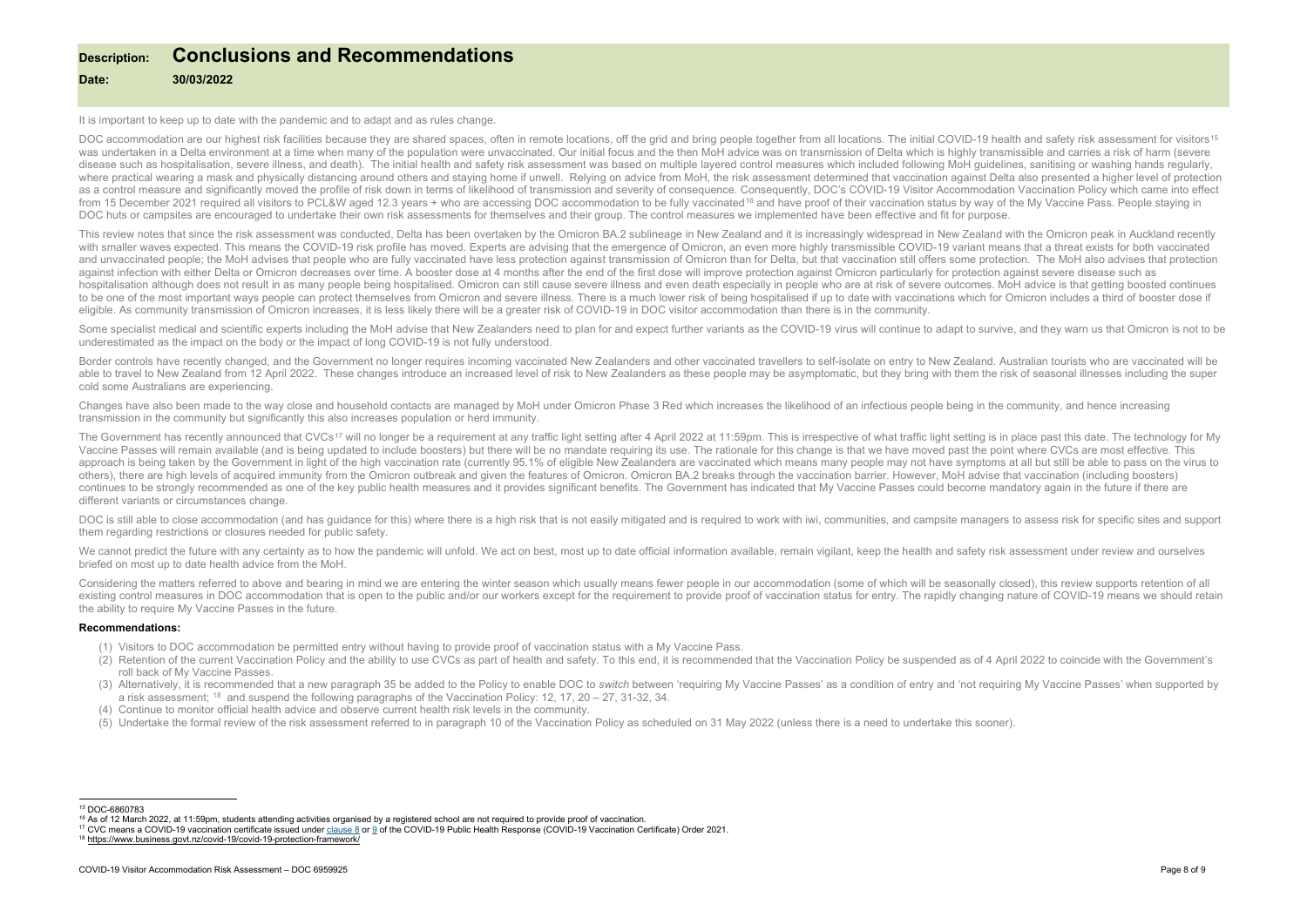**Description:** **Conclusions and Recommendations**

**Date:** **30/03/2022**

It is important to keep up to date with the pandemic and to adapt and as rules change.

DOC accommodation are our highest risk facilities because they are shared spaces, often in remote locations, off the grid and bring people together from all locations. The initial COVID-19 health and safety risk assessment for visitors[15] was undertaken in a Delta environment at a time when many of the population were unvaccinated. Our initial focus and the then MoH advice was on transmission of Delta which is highly transmissible and carries a risk of harm (severe disease such as hospitalisation, severe illness, and death). The initial health and safety risk assessment was based on multiple layered control measures which included following MoH guidelines, sanitising or washing hands regularly, where practical wearing a mask and physically distancing around others and staying home if unwell. Relying on advice from MoH, the risk assessment determined that vaccination against Delta also presented a higher level of protection as a control measure and significantly moved the profile of risk down in terms of likelihood of transmission and severity of consequence. Consequently, DOC's COVID-19 Visitor Accommodation Vaccination Policy which came into effect from 15 December 2021 required all visitors to PCL&W aged 12.3 years + who are accessing DOC accommodation to be fully vaccinated[16] and have proof of their vaccination status by way of the My Vaccine Pass. People staying in DOC huts or campsites are encouraged to undertake their own risk assessments for themselves and their group. The control measures we implemented have been effective and fit for purpose.

This review notes that since the risk assessment was conducted, Delta has been overtaken by the Omicron BA.2 sublineage in New Zealand and it is increasingly widespread in New Zealand with the Omicron peak in Auckland recently with smaller waves expected. This means the COVID-19 risk profile has moved. Experts are advising that the emergence of Omicron, an even more highly transmissible COVID-19 variant means that a threat exists for both vaccinated and unvaccinated people; the MoH advises that people who are fully vaccinated have less protection against transmission of Omicron than for Delta, but that vaccination still offers some protection. The MoH also advises that protection against infection with either Delta or Omicron decreases over time. A booster dose at 4 months after the end of the first dose will improve protection against Omicron particularly for protection against severe disease such as hospitalisation although does not result in as many people being hospitalised. Omicron can still cause severe illness and even death especially in people who are at risk of severe outcomes. MoH advice is that getting boosted continues to be one of the most important ways people can protect themselves from Omicron and severe illness. There is a much lower risk of being hospitalised if up to date with vaccinations which for Omicron includes a third of booster dose if eligible. As community transmission of Omicron increases, it is less likely there will be a greater risk of COVID-19 in DOC visitor accommodation than there is in the community.

Some specialist medical and scientific experts including the MoH advise that New Zealanders need to plan for and expect further variants as the COVID-19 virus will continue to adapt to survive, and they warn us that Omicron is not to be underestimated as the impact on the body or the impact of long COVID-19 is not fully understood.

Border controls have recently changed, and the Government no longer requires incoming vaccinated New Zealanders and other vaccinated travellers to self-isolate on entry to New Zealand. Australian tourists who are vaccinated will be able to travel to New Zealand from 12 April 2022. These changes introduce an increased level of risk to New Zealanders as these people may be asymptomatic, but they bring with them the risk of seasonal illnesses including the super cold some Australians are experiencing.

Changes have also been made to the way close and household contacts are managed by MoH under Omicron Phase 3 Red which increases the likelihood of an infectious people being in the community, and hence increasing transmission in the community but significantly this also increases population or herd immunity.

The Government has recently announced that CVCs[17] will no longer be a requirement at any traffic light setting after 4 April 2022 at 11:59pm. This is irrespective of what traffic light setting is in place past this date. The technology for My Vaccine Passes will remain available (and is being updated to include boosters) but there will be no mandate requiring its use. The rationale for this change is that we have moved past the point where CVCs are most effective. This approach is being taken by the Government in light of the high vaccination rate (currently 95.1% of eligible New Zealanders are vaccinated which means many people may not have symptoms at all but still be able to pass on the virus to others), there are high levels of acquired immunity from the Omicron outbreak and given the features of Omicron. Omicron BA.2 breaks through the vaccination barrier. However, MoH advise that vaccination (including boosters) continues to be strongly recommended as one of the key public health measures and it provides significant benefits. The Government has indicated that My Vaccine Passes could become mandatory again in the future if there are different variants or circumstances change.

DOC is still able to close accommodation (and has guidance for this) where there is a high risk that is not easily mitigated and is required to work with iwi, communities, and campsite managers to assess risk for specific sites and support them regarding restrictions or closures needed for public safety.

We cannot predict the future with any certainty as to how the pandemic will unfold. We act on best, most up to date official information available, remain vigilant, keep the health and safety risk assessment under review and ourselves briefed on most up to date health advice from the MoH.

Considering the matters referred to above and bearing in mind we are entering the winter season which usually means fewer people in our accommodation (some of which will be seasonally closed), this review supports retention of all existing control measures in DOC accommodation that is open to the public and/or our workers except for the requirement to provide proof of vaccination status for entry. The rapidly changing nature of COVID-19 means we should retain the ability to require My Vaccine Passes in the future.

**Recommendations:**

(1) Visitors to DOC accommodation be permitted entry without having to provide proof of vaccination status with a My Vaccine Pass.
(2) Retention of the current Vaccination Policy and the ability to use CVCs as part of health and safety. To this end, it is recommended that the Vaccination Policy be suspended as of 4 April 2022 to coincide with the Government's roll back of My Vaccine Passes.
(3) Alternatively, it is recommended that a new paragraph 35 be added to the Policy to enable DOC to *switch* between 'requiring My Vaccine Passes' as a condition of entry and 'not requiring My Vaccine Passes' when supported by a risk assessment; [18] and suspend the following paragraphs of the Vaccination Policy: 12, 17, 20 – 27, 31-32, 34.
(4) Continue to monitor official health advice and observe current health risk levels in the community.
(5) Undertake the formal review of the risk assessment referred to in paragraph 10 of the Vaccination Policy as scheduled on 31 May 2022 (unless there is a need to undertake this sooner).

---

[15] DOC-6860783
[16] As of 12 March 2022, at 11:59pm, students attending activities organised by a registered school are not required to provide proof of vaccination.
[17] CVC means a COVID-19 vaccination certificate issued under clause 8 or 9 of the COVID-19 Public Health Response (COVID-19 Vaccination Certificate) Order 2021.
[18] https://www.business.govt.nz/covid-19/covid-19-protection-framework/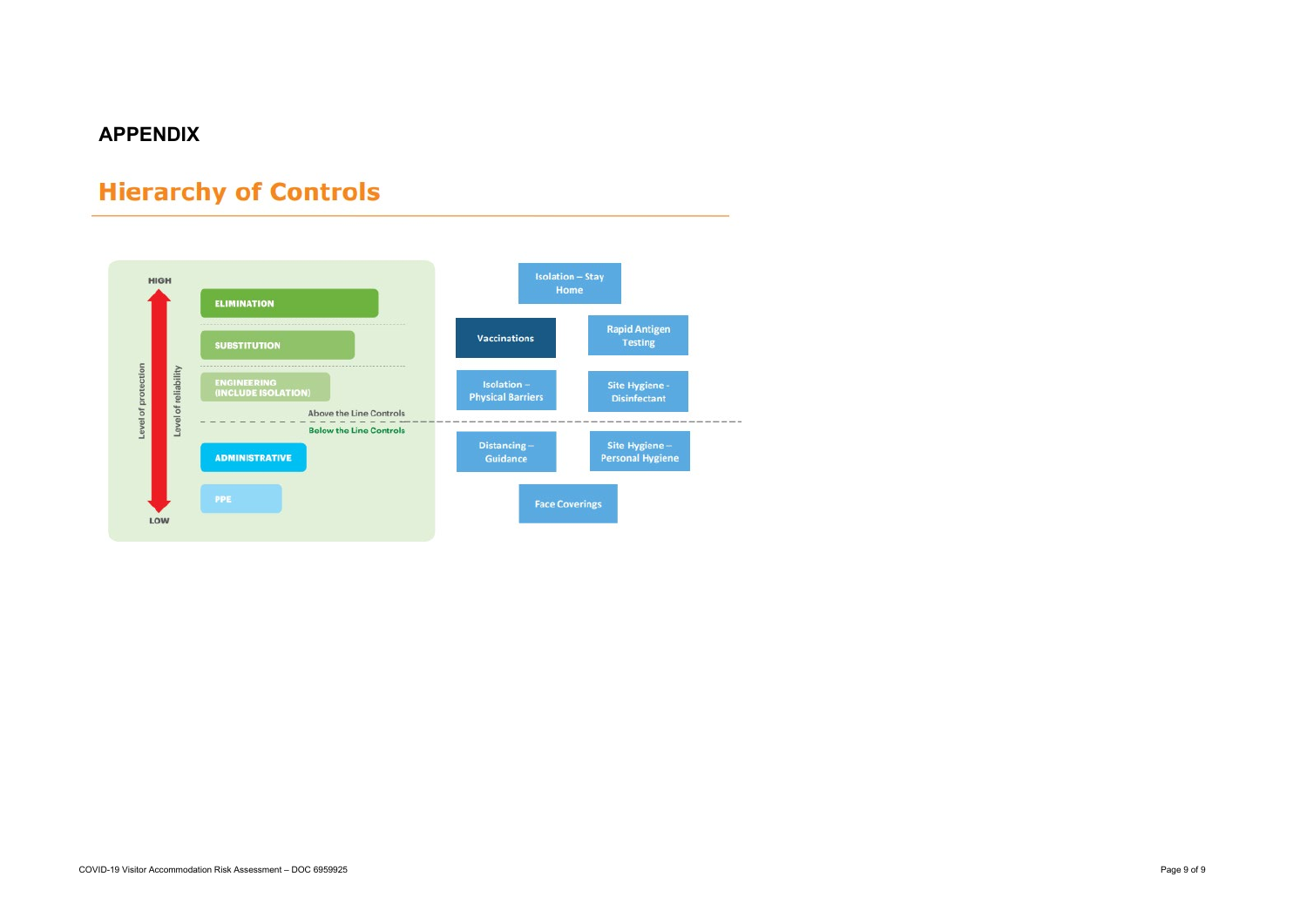# APPENDIX

## Hierarchy of Controls

HIGH

Level of protection

Level of reliability

ELIMINATION

SUBSTITUTION

ENGINEERING (INCLUDE ISOLATION)

Above the Line Controls

Below the Line Controls

ADMINISTRATIVE

PPE

LOW

Isolation – Stay Home

Vaccinations

Rapid Antigen Testing

Isolation – Physical Barriers

Site Hygiene - Disinfectant

Distancing – Guidance

Site Hygiene – Personal Hygiene

Face Coverings